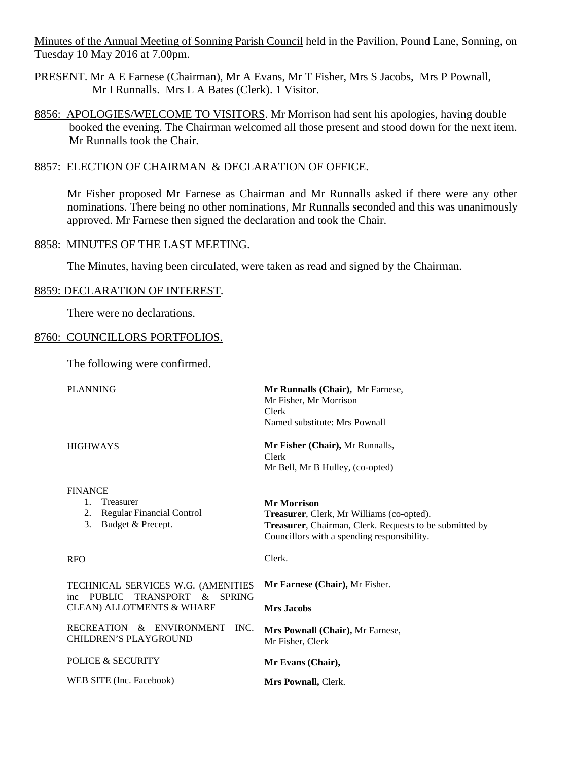Minutes of the Annual Meeting of Sonning Parish Council held in the Pavilion, Pound Lane, Sonning, on Tuesday 10 May 2016 at 7.00pm.

PRESENT. Mr A E Farnese (Chairman), Mr A Evans, Mr T Fisher, Mrs S Jacobs, Mrs P Pownall, Mr I Runnalls. Mrs L A Bates (Clerk). 1 Visitor.

8856: APOLOGIES/WELCOME TO VISITORS. Mr Morrison had sent his apologies, having double booked the evening. The Chairman welcomed all those present and stood down for the next item. Mr Runnalls took the Chair.

8857: ELECTION OF CHAIRMAN & DECLARATION OF OFFICE.

Mr Fisher proposed Mr Farnese as Chairman and Mr Runnalls asked if there were any other nominations. There being no other nominations, Mr Runnalls seconded and this was unanimously approved. Mr Farnese then signed the declaration and took the Chair.

8858: MINUTES OF THE LAST MEETING.

The Minutes, having been circulated, were taken as read and signed by the Chairman.

8859: DECLARATION OF INTEREST.

There were no declarations.

8760: COUNCILLORS PORTFOLIOS.

The following were confirmed.

| | |
|---|---|
| PLANNING | **Mr Runnalls (Chair),** Mr Farnese, Mr Fisher, Mr Morrison, Clerk. Named substitute: Mrs Pownall |
| HIGHWAYS | **Mr Fisher (Chair),** Mr Runnalls, Clerk. Mr Bell, Mr B Hulley, (co-opted) |
| FINANCE | |
| 1. Treasurer | **Mr Morrison** |
| 2. Regular Financial Control | **Treasurer**, Clerk, Mr Williams (co-opted). |
| 3. Budget & Precept. | **Treasurer**, Chairman, Clerk. Requests to be submitted by Councillors with a spending responsibility. |
| RFO | Clerk. |
| TECHNICAL SERVICES W.G. (AMENITIES inc PUBLIC TRANSPORT & SPRING CLEAN) | **Mr Farnese (Chair),** Mr Fisher. |
| ALLOTMENTS & WHARF | **Mrs Jacobs** |
| RECREATION & ENVIRONMENT INC. CHILDREN'S PLAYGROUND | **Mrs Pownall (Chair),** Mr Farnese, Mr Fisher, Clerk |
| POLICE & SECURITY | **Mr Evans (Chair),** |
| WEB SITE (Inc. Facebook) | **Mrs Pownall,** Clerk. |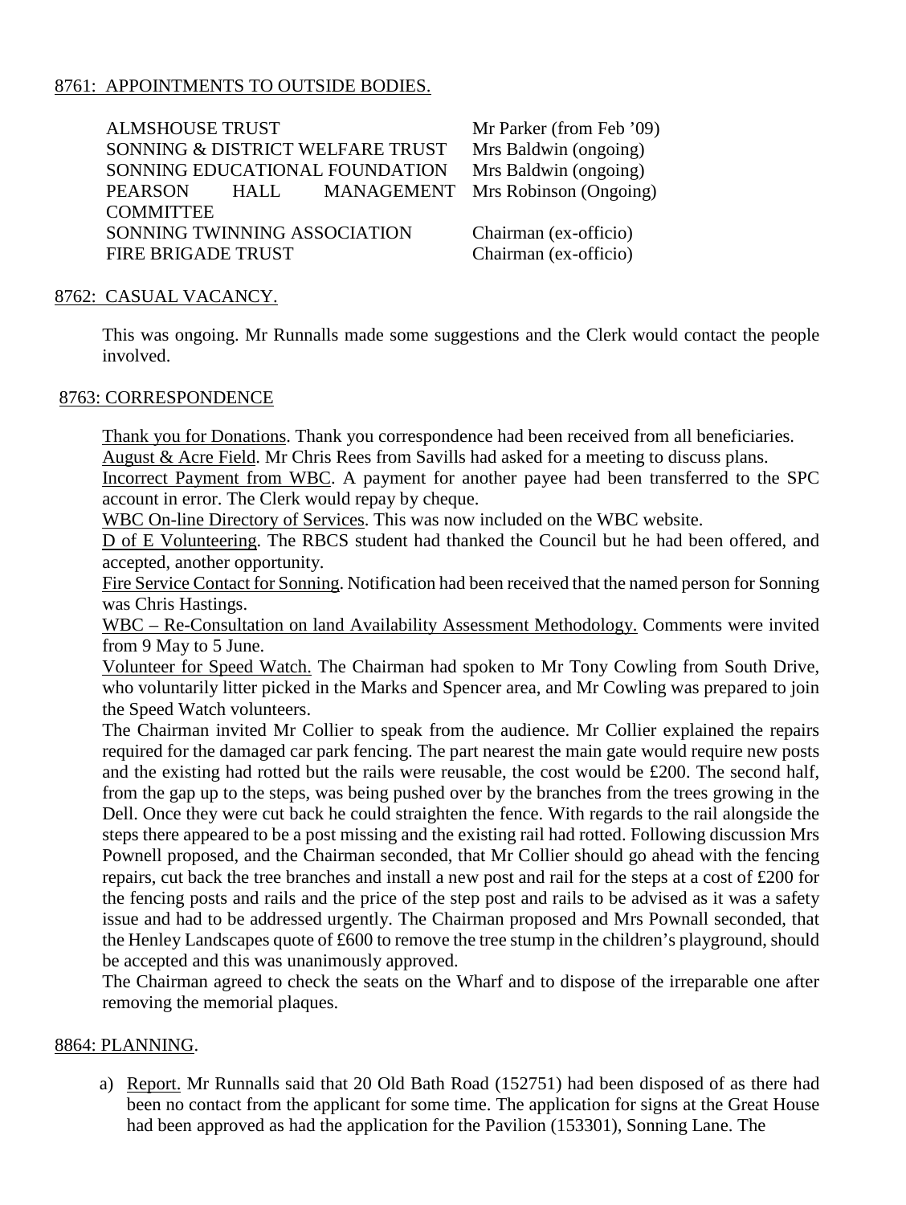8761: APPOINTMENTS TO OUTSIDE BODIES.

| | |
|---|---|
| ALMSHOUSE TRUST | Mr Parker (from Feb '09) |
| SONNING & DISTRICT WELFARE TRUST | Mrs Baldwin (ongoing) |
| SONNING EDUCATIONAL FOUNDATION | Mrs Baldwin (ongoing) |
| PEARSON HALL MANAGEMENT COMMITTEE | Mrs Robinson (Ongoing) |
| SONNING TWINNING ASSOCIATION | Chairman (ex-officio) |
| FIRE BRIGADE TRUST | Chairman (ex-officio) |

8762: CASUAL VACANCY.

This was ongoing. Mr Runnalls made some suggestions and the Clerk would contact the people involved.

8763: CORRESPONDENCE

Thank you for Donations. Thank you correspondence had been received from all beneficiaries.
August & Acre Field. Mr Chris Rees from Savills had asked for a meeting to discuss plans.
Incorrect Payment from WBC. A payment for another payee had been transferred to the SPC account in error. The Clerk would repay by cheque.
WBC On-line Directory of Services. This was now included on the WBC website.
D of E Volunteering. The RBCS student had thanked the Council but he had been offered, and accepted, another opportunity.
Fire Service Contact for Sonning. Notification had been received that the named person for Sonning was Chris Hastings.
WBC – Re-Consultation on land Availability Assessment Methodology. Comments were invited from 9 May to 5 June.
Volunteer for Speed Watch. The Chairman had spoken to Mr Tony Cowling from South Drive, who voluntarily litter picked in the Marks and Spencer area, and Mr Cowling was prepared to join the Speed Watch volunteers.
The Chairman invited Mr Collier to speak from the audience. Mr Collier explained the repairs required for the damaged car park fencing. The part nearest the main gate would require new posts and the existing had rotted but the rails were reusable, the cost would be £200. The second half, from the gap up to the steps, was being pushed over by the branches from the trees growing in the Dell. Once they were cut back he could straighten the fence. With regards to the rail alongside the steps there appeared to be a post missing and the existing rail had rotted. Following discussion Mrs Pownell proposed, and the Chairman seconded, that Mr Collier should go ahead with the fencing repairs, cut back the tree branches and install a new post and rail for the steps at a cost of £200 for the fencing posts and rails and the price of the step post and rails to be advised as it was a safety issue and had to be addressed urgently. The Chairman proposed and Mrs Pownall seconded, that the Henley Landscapes quote of £600 to remove the tree stump in the children's playground, should be accepted and this was unanimously approved.
The Chairman agreed to check the seats on the Wharf and to dispose of the irreparable one after removing the memorial plaques.

8864: PLANNING.

a) Report. Mr Runnalls said that 20 Old Bath Road (152751) had been disposed of as there had been no contact from the applicant for some time. The application for signs at the Great House had been approved as had the application for the Pavilion (153301), Sonning Lane. The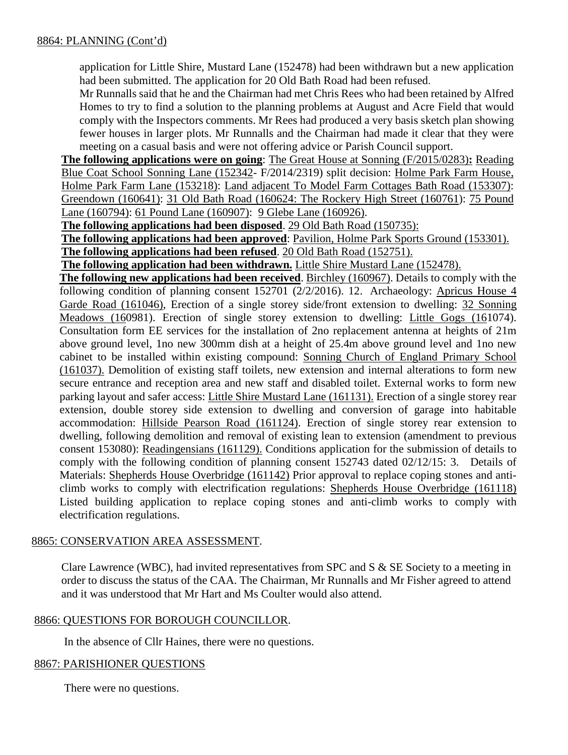8864: PLANNING (Cont'd)

application for Little Shire, Mustard Lane (152478) had been withdrawn but a new application had been submitted. The application for 20 Old Bath Road had been refused.

Mr Runnalls said that he and the Chairman had met Chris Rees who had been retained by Alfred Homes to try to find a solution to the planning problems at August and Acre Field that would comply with the Inspectors comments. Mr Rees had produced a very basis sketch plan showing fewer houses in larger plots. Mr Runnalls and the Chairman had made it clear that they were meeting on a casual basis and were not offering advice or Parish Council support.

**The following applications were on going**: The Great House at Sonning (F/2015/0283)**:** Reading Blue Coat School Sonning Lane (152342- F/2014/2319) split decision: Holme Park Farm House, Holme Park Farm Lane (153218): Land adjacent To Model Farm Cottages Bath Road (153307): Greendown (160641): 31 Old Bath Road (160624: The Rockery High Street (160761): 75 Pound Lane (160794): 61 Pound Lane (160907): 9 Glebe Lane (160926).

**The following applications had been disposed**. 29 Old Bath Road (150735):

**The following applications had been approved**: Pavilion, Holme Park Sports Ground (153301).

**The following applications had been refused**. 20 Old Bath Road (152751).

**The following application had been withdrawn.** Little Shire Mustard Lane (152478).

**The following new applications had been received**. Birchley (160967). Details to comply with the following condition of planning consent 152701 (2/2/2016). 12. Archaeology: Apricus House 4 Garde Road (161046), Erection of a single storey side/front extension to dwelling: 32 Sonning Meadows (160981). Erection of single storey extension to dwelling: Little Gogs (161074). Consultation form EE services for the installation of 2no replacement antenna at heights of 21m above ground level, 1no new 300mm dish at a height of 25.4m above ground level and 1no new cabinet to be installed within existing compound: Sonning Church of England Primary School (161037). Demolition of existing staff toilets, new extension and internal alterations to form new secure entrance and reception area and new staff and disabled toilet. External works to form new parking layout and safer access: Little Shire Mustard Lane (161131). Erection of a single storey rear extension, double storey side extension to dwelling and conversion of garage into habitable accommodation: Hillside Pearson Road (161124). Erection of single storey rear extension to dwelling, following demolition and removal of existing lean to extension (amendment to previous consent 153080): Readingensians (161129). Conditions application for the submission of details to comply with the following condition of planning consent 152743 dated 02/12/15: 3. Details of Materials: Shepherds House Overbridge (161142) Prior approval to replace coping stones and anti-climb works to comply with electrification regulations: Shepherds House Overbridge (161118) Listed building application to replace coping stones and anti-climb works to comply with electrification regulations.

8865: CONSERVATION AREA ASSESSMENT.

Clare Lawrence (WBC), had invited representatives from SPC and S & SE Society to a meeting in order to discuss the status of the CAA. The Chairman, Mr Runnalls and Mr Fisher agreed to attend and it was understood that Mr Hart and Ms Coulter would also attend.

8866: QUESTIONS FOR BOROUGH COUNCILLOR.

In the absence of Cllr Haines, there were no questions.

8867: PARISHIONER QUESTIONS

There were no questions.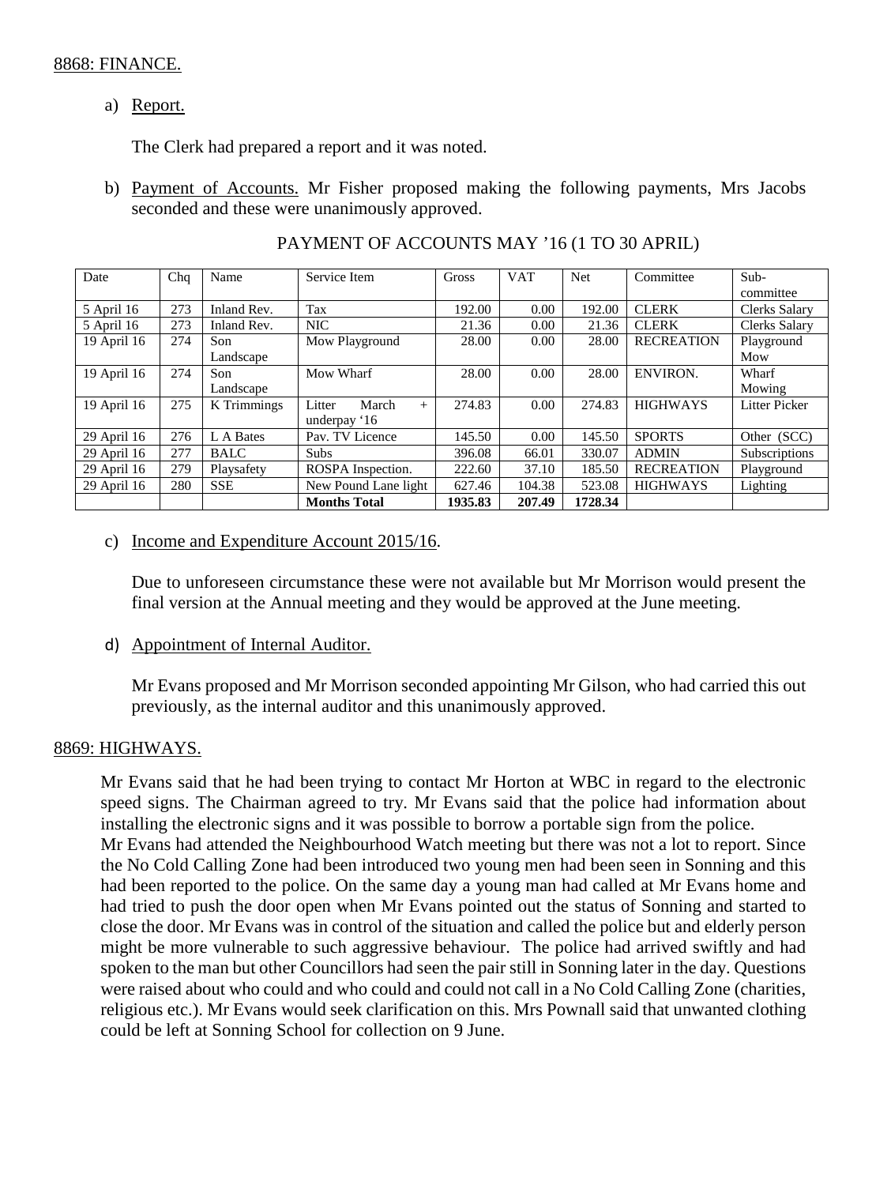8868: FINANCE.

a) Report.

The Clerk had prepared a report and it was noted.

b) Payment of Accounts. Mr Fisher proposed making the following payments, Mrs Jacobs seconded and these were unanimously approved.

PAYMENT OF ACCOUNTS MAY '16 (1 TO 30 APRIL)

| Date | Chq | Name | Service Item | Gross | VAT | Net | Committee | Sub-committee |
|---|---|---|---|---|---|---|---|---|
| 5 April 16 | 273 | Inland Rev. | Tax | 192.00 | 0.00 | 192.00 | CLERK | Clerks Salary |
| 5 April 16 | 273 | Inland Rev. | NIC | 21.36 | 0.00 | 21.36 | CLERK | Clerks Salary |
| 19 April 16 | 274 | Son Landscape | Mow Playground | 28.00 | 0.00 | 28.00 | RECREATION | Playground Mow |
| 19 April 16 | 274 | Son Landscape | Mow Wharf | 28.00 | 0.00 | 28.00 | ENVIRON. | Wharf Mowing |
| 19 April 16 | 275 | K Trimmings | Litter March + underpay '16 | 274.83 | 0.00 | 274.83 | HIGHWAYS | Litter Picker |
| 29 April 16 | 276 | L A Bates | Pav. TV Licence | 145.50 | 0.00 | 145.50 | SPORTS | Other (SCC) |
| 29 April 16 | 277 | BALC | Subs | 396.08 | 66.01 | 330.07 | ADMIN | Subscriptions |
| 29 April 16 | 279 | Playsafety | ROSPA Inspection. | 222.60 | 37.10 | 185.50 | RECREATION | Playground |
| 29 April 16 | 280 | SSE | New Pound Lane light | 627.46 | 104.38 | 523.08 | HIGHWAYS | Lighting |
| | | | **Months Total** | **1935.83** | **207.49** | **1728.34** | | |

c) Income and Expenditure Account 2015/16.

Due to unforeseen circumstance these were not available but Mr Morrison would present the final version at the Annual meeting and they would be approved at the June meeting.

d) Appointment of Internal Auditor.

Mr Evans proposed and Mr Morrison seconded appointing Mr Gilson, who had carried this out previously, as the internal auditor and this unanimously approved.

8869: HIGHWAYS.

Mr Evans said that he had been trying to contact Mr Horton at WBC in regard to the electronic speed signs. The Chairman agreed to try. Mr Evans said that the police had information about installing the electronic signs and it was possible to borrow a portable sign from the police.
Mr Evans had attended the Neighbourhood Watch meeting but there was not a lot to report. Since the No Cold Calling Zone had been introduced two young men had been seen in Sonning and this had been reported to the police. On the same day a young man had called at Mr Evans home and had tried to push the door open when Mr Evans pointed out the status of Sonning and started to close the door. Mr Evans was in control of the situation and called the police but and elderly person might be more vulnerable to such aggressive behaviour. The police had arrived swiftly and had spoken to the man but other Councillors had seen the pair still in Sonning later in the day. Questions were raised about who could and who could and could not call in a No Cold Calling Zone (charities, religious etc.). Mr Evans would seek clarification on this. Mrs Pownall said that unwanted clothing could be left at Sonning School for collection on 9 June.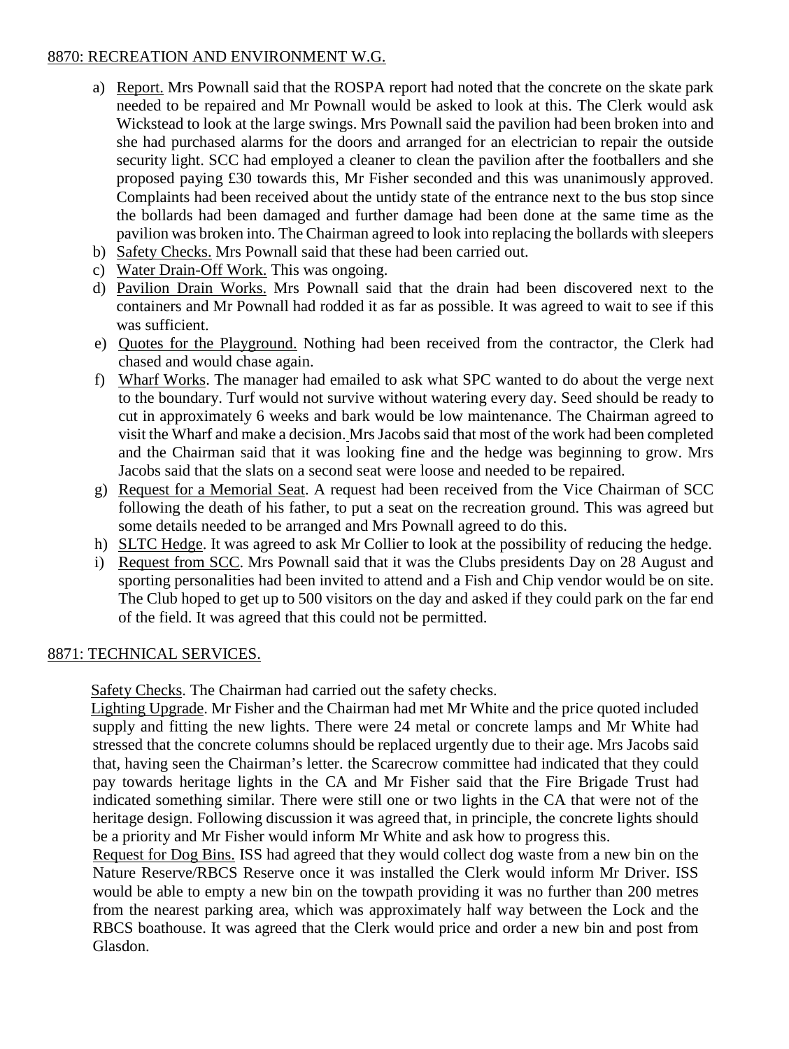## 8870: RECREATION AND ENVIRONMENT W.G.

a) Report. Mrs Pownall said that the ROSPA report had noted that the concrete on the skate park needed to be repaired and Mr Pownall would be asked to look at this. The Clerk would ask Wickstead to look at the large swings. Mrs Pownall said the pavilion had been broken into and she had purchased alarms for the doors and arranged for an electrician to repair the outside security light. SCC had employed a cleaner to clean the pavilion after the footballers and she proposed paying £30 towards this, Mr Fisher seconded and this was unanimously approved. Complaints had been received about the untidy state of the entrance next to the bus stop since the bollards had been damaged and further damage had been done at the same time as the pavilion was broken into. The Chairman agreed to look into replacing the bollards with sleepers
b) Safety Checks. Mrs Pownall said that these had been carried out.
c) Water Drain-Off Work. This was ongoing.
d) Pavilion Drain Works. Mrs Pownall said that the drain had been discovered next to the containers and Mr Pownall had rodded it as far as possible. It was agreed to wait to see if this was sufficient.
e) Quotes for the Playground. Nothing had been received from the contractor, the Clerk had chased and would chase again.
f) Wharf Works. The manager had emailed to ask what SPC wanted to do about the verge next to the boundary. Turf would not survive without watering every day. Seed should be ready to cut in approximately 6 weeks and bark would be low maintenance. The Chairman agreed to visit the Wharf and make a decision. Mrs Jacobs said that most of the work had been completed and the Chairman said that it was looking fine and the hedge was beginning to grow. Mrs Jacobs said that the slats on a second seat were loose and needed to be repaired.
g) Request for a Memorial Seat. A request had been received from the Vice Chairman of SCC following the death of his father, to put a seat on the recreation ground. This was agreed but some details needed to be arranged and Mrs Pownall agreed to do this.
h) SLTC Hedge. It was agreed to ask Mr Collier to look at the possibility of reducing the hedge.
i) Request from SCC. Mrs Pownall said that it was the Clubs presidents Day on 28 August and sporting personalities had been invited to attend and a Fish and Chip vendor would be on site. The Club hoped to get up to 500 visitors on the day and asked if they could park on the far end of the field. It was agreed that this could not be permitted.

## 8871: TECHNICAL SERVICES.

Safety Checks. The Chairman had carried out the safety checks.

Lighting Upgrade. Mr Fisher and the Chairman had met Mr White and the price quoted included supply and fitting the new lights. There were 24 metal or concrete lamps and Mr White had stressed that the concrete columns should be replaced urgently due to their age. Mrs Jacobs said that, having seen the Chairman's letter. the Scarecrow committee had indicated that they could pay towards heritage lights in the CA and Mr Fisher said that the Fire Brigade Trust had indicated something similar. There were still one or two lights in the CA that were not of the heritage design. Following discussion it was agreed that, in principle, the concrete lights should be a priority and Mr Fisher would inform Mr White and ask how to progress this.

Request for Dog Bins. ISS had agreed that they would collect dog waste from a new bin on the Nature Reserve/RBCS Reserve once it was installed the Clerk would inform Mr Driver. ISS would be able to empty a new bin on the towpath providing it was no further than 200 metres from the nearest parking area, which was approximately half way between the Lock and the RBCS boathouse. It was agreed that the Clerk would price and order a new bin and post from Glasdon.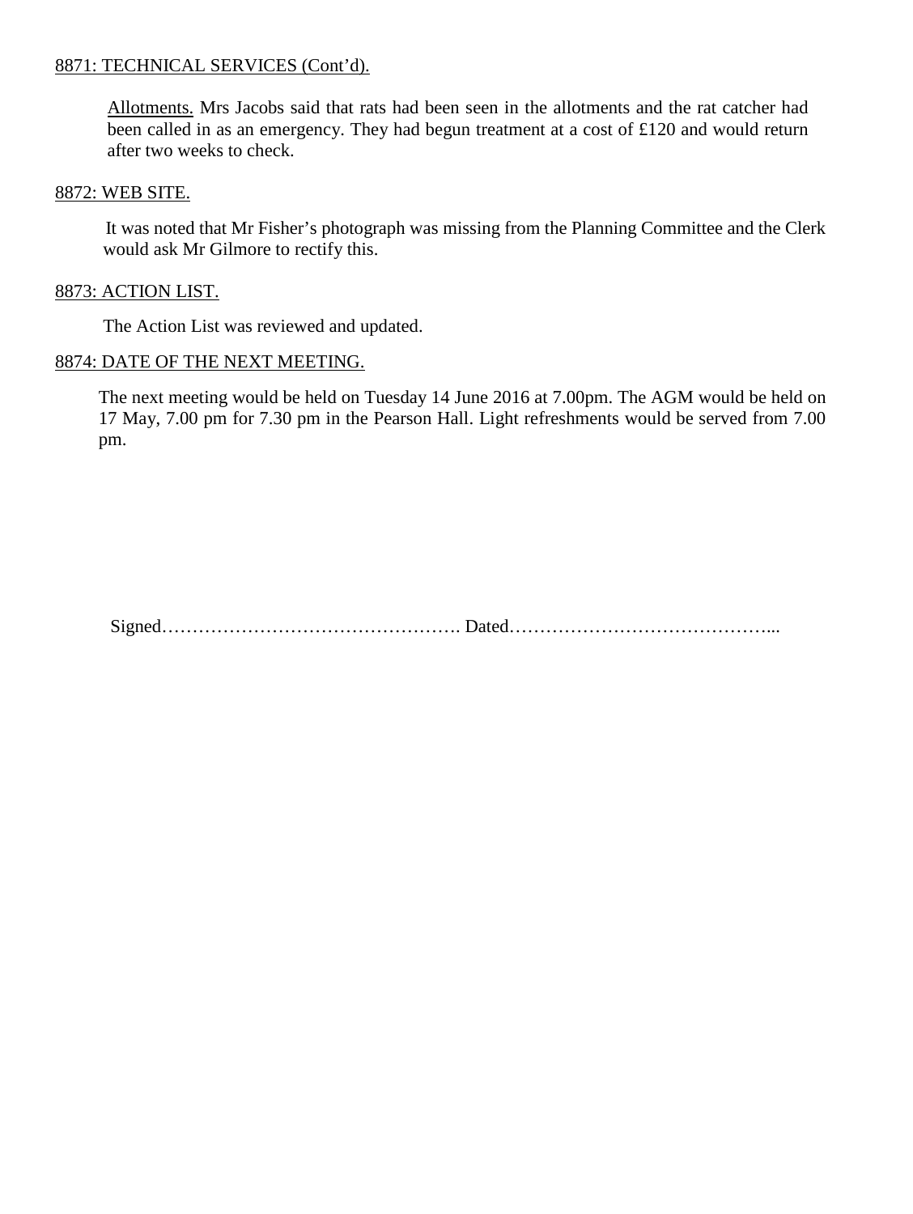8871: TECHNICAL SERVICES (Cont'd).

Allotments. Mrs Jacobs said that rats had been seen in the allotments and the rat catcher had been called in as an emergency. They had begun treatment at a cost of £120 and would return after two weeks to check.

8872: WEB SITE.

It was noted that Mr Fisher's photograph was missing from the Planning Committee and the Clerk would ask Mr Gilmore to rectify this.

8873: ACTION LIST.

The Action List was reviewed and updated.

8874: DATE OF THE NEXT MEETING.

The next meeting would be held on Tuesday 14 June 2016 at 7.00pm. The AGM would be held on 17 May, 7.00 pm for 7.30 pm in the Pearson Hall. Light refreshments would be served from 7.00 pm.

Signed…………………………………………. Dated……………………………………...